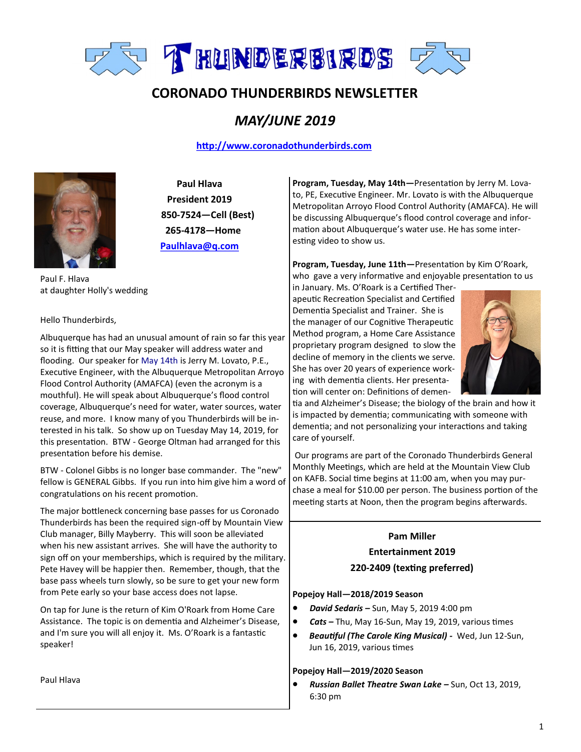# CORONADO THUNDERBIRDS NEWSLETTER

## *MAY/JUNE 2019*

**http://www.coronadothunderbirds.com**

**Paul Hlava**
**President 2019**
**850-7524—Cell (Best)**
**265-4178—Home**
**Paulhlava@q.com**

Paul F. Hlava
at daughter Holly's wedding

Hello Thunderbirds,

Albuquerque has had an unusual amount of rain so far this year so it is fitting that our May speaker will address water and flooding. Our speaker for May 14th is Jerry M. Lovato, P.E., Executive Engineer, with the Albuquerque Metropolitan Arroyo Flood Control Authority (AMAFCA) (even the acronym is a mouthful). He will speak about Albuquerque's flood control coverage, Albuquerque's need for water, water sources, water reuse, and more. I know many of you Thunderbirds will be interested in his talk. So show up on Tuesday May 14, 2019, for this presentation. BTW - George Oltman had arranged for this presentation before his demise.

BTW - Colonel Gibbs is no longer base commander. The "new" fellow is GENERAL Gibbs. If you run into him give him a word of congratulations on his recent promotion.

The major bottleneck concerning base passes for us Coronado Thunderbirds has been the required sign-off by Mountain View Club manager, Billy Mayberry. This will soon be alleviated when his new assistant arrives. She will have the authority to sign off on your memberships, which is required by the military. Pete Havey will be happier then. Remember, though, that the base pass wheels turn slowly, so be sure to get your new form from Pete early so your base access does not lapse.

On tap for June is the return of Kim O'Roark from Home Care Assistance. The topic is on dementia and Alzheimer's Disease, and I'm sure you will all enjoy it. Ms. O'Roark is a fantastic speaker!

Paul Hlava

**Program, Tuesday, May 14th—**Presentation by Jerry M. Lovato, PE, Executive Engineer. Mr. Lovato is with the Albuquerque Metropolitan Arroyo Flood Control Authority (AMAFCA). He will be discussing Albuquerque's flood control coverage and information about Albuquerque's water use. He has some interesting video to show us.

**Program, Tuesday, June 11th—**Presentation by Kim O'Roark, who gave a very informative and enjoyable presentation to us in January. Ms. O'Roark is a Certified Therapeutic Recreation Specialist and Certified Dementia Specialist and Trainer. She is the manager of our Cognitive Therapeutic Method program, a Home Care Assistance proprietary program designed to slow the decline of memory in the clients we serve. She has over 20 years of experience working with dementia clients. Her presentation will center on: Definitions of dementia and Alzheimer's Disease; the biology of the brain and how it is impacted by dementia; communicating with someone with dementia; and not personalizing your interactions and taking care of yourself.

Our programs are part of the Coronado Thunderbirds General Monthly Meetings, which are held at the Mountain View Club on KAFB. Social time begins at 11:00 am, when you may purchase a meal for $10.00 per person. The business portion of the meeting starts at Noon, then the program begins afterwards.

**Pam Miller**
**Entertainment 2019**
**220-2409 (texting preferred)**

**Popejoy Hall—2018/2019 Season**

- ***David Sedaris –*** Sun, May 5, 2019 4:00 pm
- ***Cats –*** Thu, May 16-Sun, May 19, 2019, various times
- ***Beautiful (The Carole King Musical) -*** Wed, Jun 12-Sun, Jun 16, 2019, various times

**Popejoy Hall—2019/2020 Season**

- ***Russian Ballet Theatre Swan Lake –*** Sun, Oct 13, 2019, 6:30 pm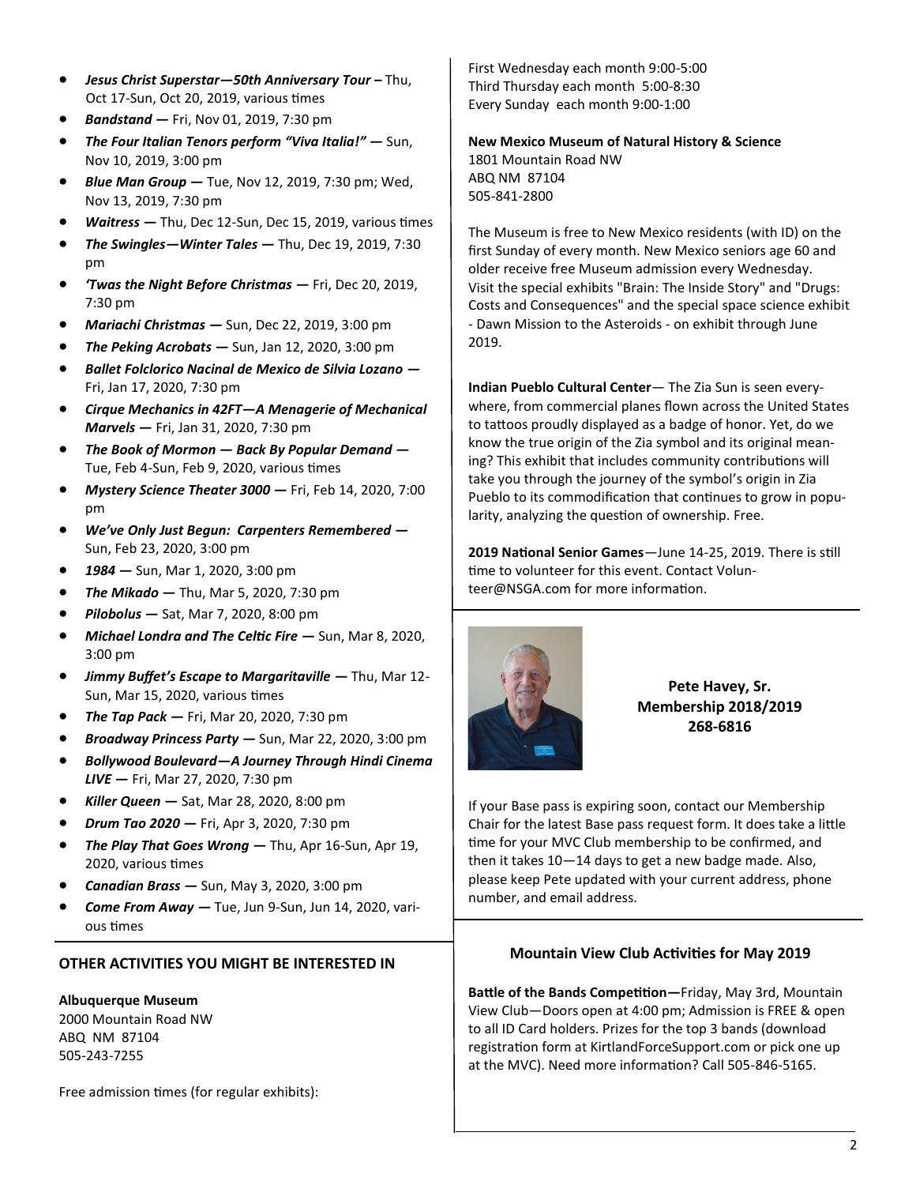- ***Jesus Christ Superstar—50th Anniversary Tour –*** Thu, Oct 17-Sun, Oct 20, 2019, various times
- ***Bandstand —*** Fri, Nov 01, 2019, 7:30 pm
- ***The Four Italian Tenors perform "Viva Italia!" —*** Sun, Nov 10, 2019, 3:00 pm
- ***Blue Man Group —*** Tue, Nov 12, 2019, 7:30 pm; Wed, Nov 13, 2019, 7:30 pm
- ***Waitress —*** Thu, Dec 12-Sun, Dec 15, 2019, various times
- ***The Swingles—Winter Tales —*** Thu, Dec 19, 2019, 7:30 pm
- ***'Twas the Night Before Christmas —*** Fri, Dec 20, 2019, 7:30 pm
- ***Mariachi Christmas —*** Sun, Dec 22, 2019, 3:00 pm
- ***The Peking Acrobats —*** Sun, Jan 12, 2020, 3:00 pm
- ***Ballet Folclorico Nacinal de Mexico de Silvia Lozano —*** Fri, Jan 17, 2020, 7:30 pm
- ***Cirque Mechanics in 42FT—A Menagerie of Mechanical Marvels —*** Fri, Jan 31, 2020, 7:30 pm
- ***The Book of Mormon — Back By Popular Demand —*** Tue, Feb 4-Sun, Feb 9, 2020, various times
- ***Mystery Science Theater 3000 —*** Fri, Feb 14, 2020, 7:00 pm
- ***We've Only Just Begun: Carpenters Remembered —*** Sun, Feb 23, 2020, 3:00 pm
- ***1984 —*** Sun, Mar 1, 2020, 3:00 pm
- ***The Mikado —*** Thu, Mar 5, 2020, 7:30 pm
- ***Pilobolus —*** Sat, Mar 7, 2020, 8:00 pm
- ***Michael Londra and The Celtic Fire —*** Sun, Mar 8, 2020, 3:00 pm
- ***Jimmy Buffet's Escape to Margaritaville —*** Thu, Mar 12-Sun, Mar 15, 2020, various times
- ***The Tap Pack —*** Fri, Mar 20, 2020, 7:30 pm
- ***Broadway Princess Party —*** Sun, Mar 22, 2020, 3:00 pm
- ***Bollywood Boulevard—A Journey Through Hindi Cinema LIVE —*** Fri, Mar 27, 2020, 7:30 pm
- ***Killer Queen —*** Sat, Mar 28, 2020, 8:00 pm
- ***Drum Tao 2020 —*** Fri, Apr 3, 2020, 7:30 pm
- ***The Play That Goes Wrong —*** Thu, Apr 16-Sun, Apr 19, 2020, various times
- ***Canadian Brass —*** Sun, May 3, 2020, 3:00 pm
- ***Come From Away —*** Tue, Jun 9-Sun, Jun 14, 2020, various times

## OTHER ACTIVITIES YOU MIGHT BE INTERESTED IN

**Albuquerque Museum**
2000 Mountain Road NW
ABQ NM 87104
505-243-7255

Free admission times (for regular exhibits):
First Wednesday each month 9:00-5:00
Third Thursday each month 5:00-8:30
Every Sunday each month 9:00-1:00

**New Mexico Museum of Natural History & Science**
1801 Mountain Road NW
ABQ NM 87104
505-841-2800

The Museum is free to New Mexico residents (with ID) on the first Sunday of every month. New Mexico seniors age 60 and older receive free Museum admission every Wednesday. Visit the special exhibits "Brain: The Inside Story" and "Drugs: Costs and Consequences" and the special space science exhibit - Dawn Mission to the Asteroids - on exhibit through June 2019.

**Indian Pueblo Cultural Center**— The Zia Sun is seen everywhere, from commercial planes flown across the United States to tattoos proudly displayed as a badge of honor. Yet, do we know the true origin of the Zia symbol and its original meaning? This exhibit that includes community contributions will take you through the journey of the symbol's origin in Zia Pueblo to its commodification that continues to grow in popularity, analyzing the question of ownership. Free.

**2019 National Senior Games**—June 14-25, 2019. There is still time to volunteer for this event. Contact Volunteer@NSGA.com for more information.

**Pete Havey, Sr.**
**Membership 2018/2019**
**268-6816**

If your Base pass is expiring soon, contact our Membership Chair for the latest Base pass request form. It does take a little time for your MVC Club membership to be confirmed, and then it takes 10—14 days to get a new badge made. Also, please keep Pete updated with your current address, phone number, and email address.

## Mountain View Club Activities for May 2019

**Battle of the Bands Competition—**Friday, May 3rd, Mountain View Club—Doors open at 4:00 pm; Admission is FREE & open to all ID Card holders. Prizes for the top 3 bands (download registration form at KirtlandForceSupport.com or pick one up at the MVC). Need more information? Call 505-846-5165.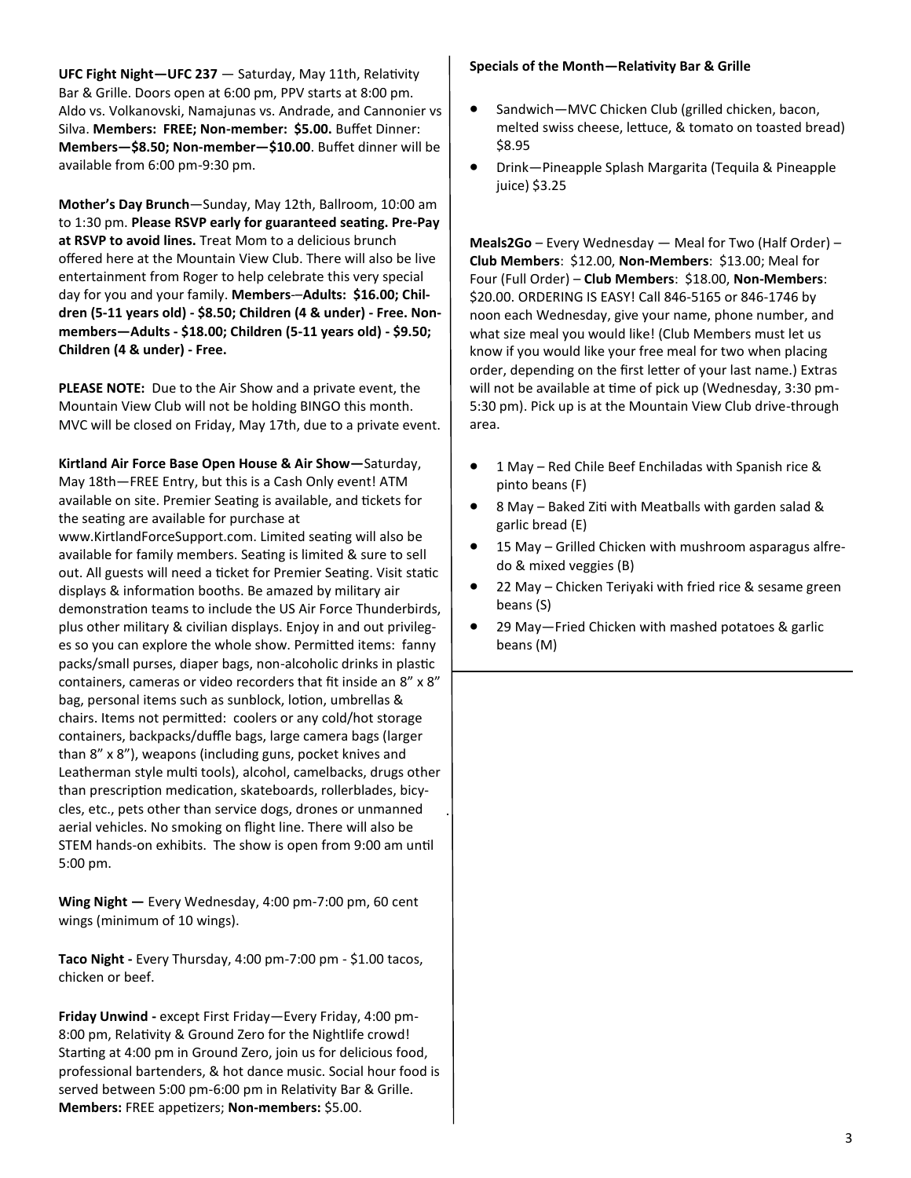**UFC Fight Night—UFC 237** — Saturday, May 11th, Relativity Bar & Grille. Doors open at 6:00 pm, PPV starts at 8:00 pm. Aldo vs. Volkanovski, Namajunas vs. Andrade, and Cannonier vs Silva. **Members: FREE; Non-member: $5.00.** Buffet Dinner: **Members—$8.50; Non-member—$10.00**. Buffet dinner will be available from 6:00 pm-9:30 pm.

**Mother's Day Brunch**—Sunday, May 12th, Ballroom, 10:00 am to 1:30 pm. **Please RSVP early for guaranteed seating. Pre-Pay at RSVP to avoid lines.** Treat Mom to a delicious brunch offered here at the Mountain View Club. There will also be live entertainment from Roger to help celebrate this very special day for you and your family. **Members—Adults: $16.00; Children (5-11 years old) - $8.50; Children (4 & under) - Free. Non-members—Adults - $18.00; Children (5-11 years old) - $9.50; Children (4 & under) - Free.**

**PLEASE NOTE:** Due to the Air Show and a private event, the Mountain View Club will not be holding BINGO this month. MVC will be closed on Friday, May 17th, due to a private event.

**Kirtland Air Force Base Open House & Air Show—**Saturday, May 18th—FREE Entry, but this is a Cash Only event! ATM available on site. Premier Seating is available, and tickets for the seating are available for purchase at www.KirtlandForceSupport.com. Limited seating will also be available for family members. Seating is limited & sure to sell out. All guests will need a ticket for Premier Seating. Visit static displays & information booths. Be amazed by military air demonstration teams to include the US Air Force Thunderbirds, plus other military & civilian displays. Enjoy in and out privileges so you can explore the whole show. Permitted items: fanny packs/small purses, diaper bags, non-alcoholic drinks in plastic containers, cameras or video recorders that fit inside an 8" x 8" bag, personal items such as sunblock, lotion, umbrellas & chairs. Items not permitted: coolers or any cold/hot storage containers, backpacks/duffle bags, large camera bags (larger than 8" x 8"), weapons (including guns, pocket knives and Leatherman style multi tools), alcohol, camelbacks, drugs other than prescription medication, skateboards, rollerblades, bicycles, etc., pets other than service dogs, drones or unmanned aerial vehicles. No smoking on flight line. There will also be STEM hands-on exhibits. The show is open from 9:00 am until 5:00 pm.

**Wing Night —** Every Wednesday, 4:00 pm-7:00 pm, 60 cent wings (minimum of 10 wings).

**Taco Night -** Every Thursday, 4:00 pm-7:00 pm - $1.00 tacos, chicken or beef.

**Friday Unwind -** except First Friday—Every Friday, 4:00 pm-8:00 pm, Relativity & Ground Zero for the Nightlife crowd! Starting at 4:00 pm in Ground Zero, join us for delicious food, professional bartenders, & hot dance music. Social hour food is served between 5:00 pm-6:00 pm in Relativity Bar & Grille. **Members:** FREE appetizers; **Non-members:** $5.00.

**Specials of the Month—Relativity Bar & Grille**

- Sandwich—MVC Chicken Club (grilled chicken, bacon, melted swiss cheese, lettuce, & tomato on toasted bread) $8.95
- Drink—Pineapple Splash Margarita (Tequila & Pineapple juice) $3.25

**Meals2Go** – Every Wednesday — Meal for Two (Half Order) – **Club Members**: $12.00, **Non-Members**: $13.00; Meal for Four (Full Order) – **Club Members**: $18.00, **Non-Members**: $20.00. ORDERING IS EASY! Call 846-5165 or 846-1746 by noon each Wednesday, give your name, phone number, and what size meal you would like! (Club Members must let us know if you would like your free meal for two when placing order, depending on the first letter of your last name.) Extras will not be available at time of pick up (Wednesday, 3:30 pm-5:30 pm). Pick up is at the Mountain View Club drive-through area.

- 1 May – Red Chile Beef Enchiladas with Spanish rice & pinto beans (F)
- 8 May – Baked Ziti with Meatballs with garden salad & garlic bread (E)
- 15 May – Grilled Chicken with mushroom asparagus alfredo & mixed veggies (B)
- 22 May – Chicken Teriyaki with fried rice & sesame green beans (S)
- 29 May—Fried Chicken with mashed potatoes & garlic beans (M)